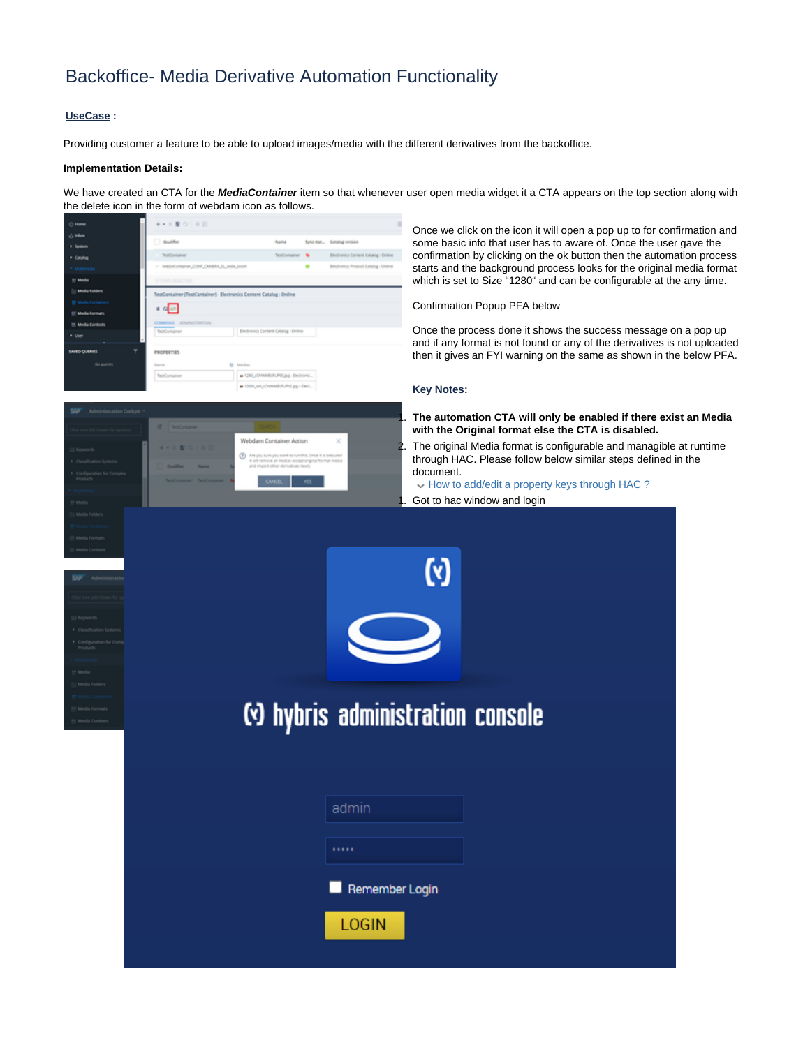# Backoffice- Media Derivative Automation Functionality

**UseCase** :

Providing customer a feature to be able to upload images/media with the different derivatives from the backoffice.

**Implementation Details:**

We have created an CTA for the ***MediaContainer*** item so that whenever user open media widget it a CTA appears on the top section along with the delete icon in the form of webdam icon as follows.

Once we click on the icon it will open a pop up to for confirmation and some basic info that user has to aware of. Once the user gave the confirmation by clicking on the ok button then the automation process starts and the background process looks for the original media format which is set to Size "1280" and can be configurable at the any time.

Confirmation Popup PFA below

Once the process done it shows the success message on a pop up and if any format is not found or any of the derivatives is not uploaded then it gives an FYI warning on the same as shown in the below PFA.

**Key Notes:**

1. **The automation CTA will only be enabled if there exist an Media with the Original format else the CTA is disabled.**
2. The original Media format is configurable and managible at runtime through HAC. Please follow below similar steps defined in the document.

How to add/edit a property keys through HAC ?

1. Got to hac window and login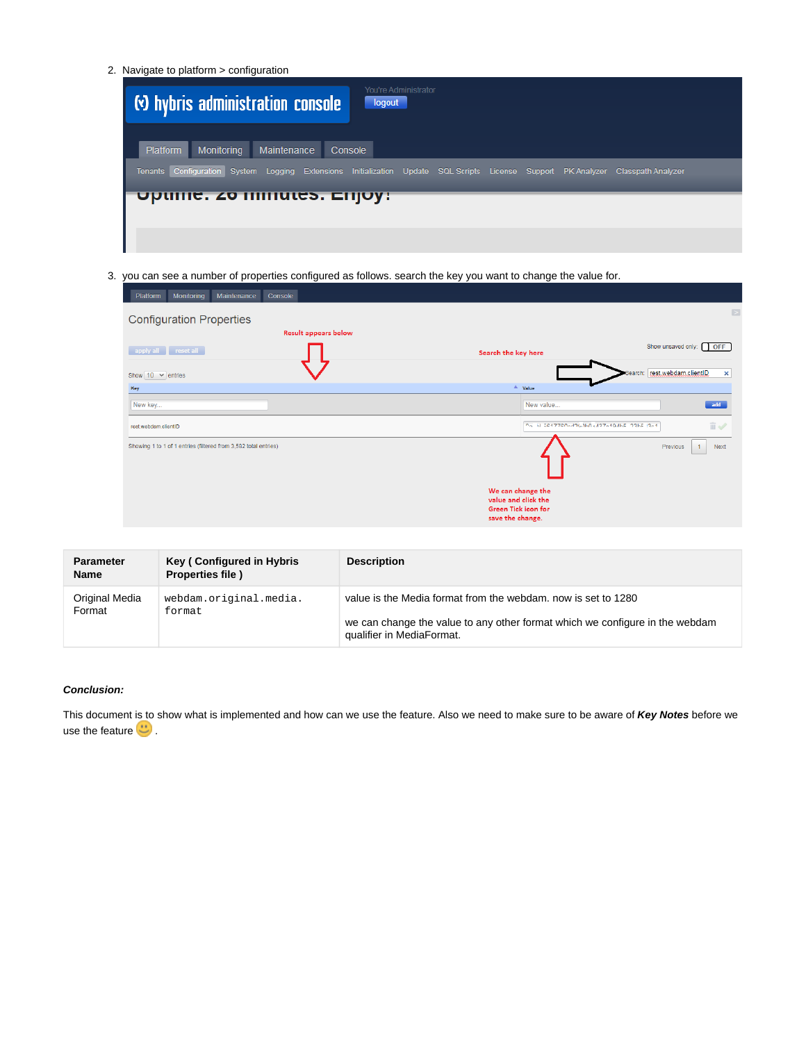2. Navigate to platform > configuration

3. you can see a number of properties configured as follows. search the key you want to change the value for.

| Parameter Name | Key ( Configured in Hybris Properties file ) | Description |
|---|---|---|
| Original Media Format | `webdam.original.media.format` | value is the Media format from the webdam. now is set to 1280<br><br>we can change the value to any other format which we configure in the webdam qualifier in MediaFormat. |

***Conclusion:***

This document is to show what is implemented and how can we use the feature. Also we need to make sure to be aware of ***Key Notes*** before we use the feature 🙂 .